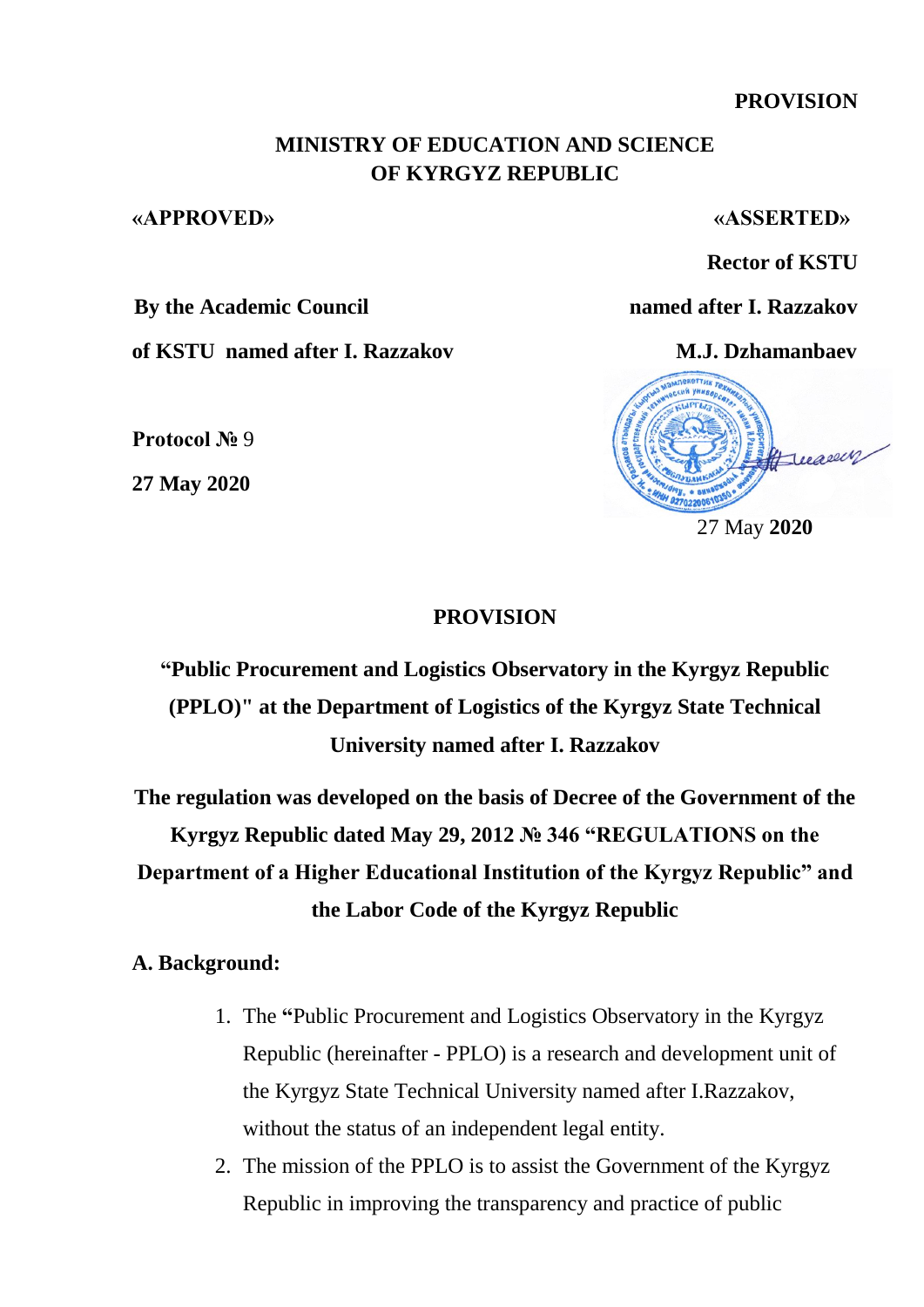**PROVISION**

**MINISTRY OF EDUCATION AND SCIENCE**
**OF KYRGYZ REPUBLIC**

| **«APPROVED»** | **«ASSERTED»** |
|---|---|
| | **Rector of KSTU** |
| **By the Academic Council** | **named after I. Razzakov** |
| **of KSTU named after I. Razzakov** | **M.J. Dzhamanbaev** |
| **Protocol №** 9 | |
| **27 May 2020** | 27 May **2020** |

# PROVISION

## "Public Procurement and Logistics Observatory in the Kyrgyz Republic (PPLO)" at the Department of Logistics of the Kyrgyz State Technical University named after I. Razzakov

**The regulation was developed on the basis of Decree of the Government of the Kyrgyz Republic dated May 29, 2012 № 346 "REGULATIONS on the Department of a Higher Educational Institution of the Kyrgyz Republic" and the Labor Code of the Kyrgyz Republic**

### A. Background:

1. The **"**Public Procurement and Logistics Observatory in the Kyrgyz Republic (hereinafter - PPLO) is a research and development unit of the Kyrgyz State Technical University named after I.Razzakov, without the status of an independent legal entity.
2. The mission of the PPLO is to assist the Government of the Kyrgyz Republic in improving the transparency and practice of public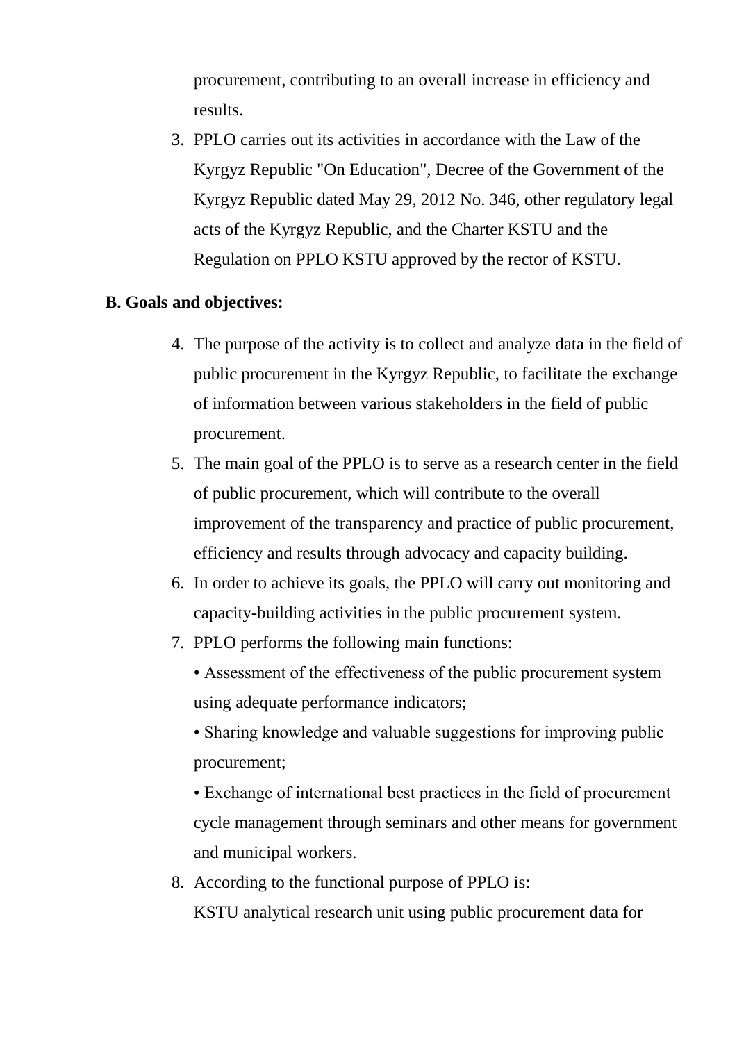procurement, contributing to an overall increase in efficiency and results.

3. PPLO carries out its activities in accordance with the Law of the Kyrgyz Republic "On Education", Decree of the Government of the Kyrgyz Republic dated May 29, 2012 No. 346, other regulatory legal acts of the Kyrgyz Republic, and the Charter KSTU and the Regulation on PPLO KSTU approved by the rector of KSTU.

**B. Goals and objectives:**

4. The purpose of the activity is to collect and analyze data in the field of public procurement in the Kyrgyz Republic, to facilitate the exchange of information between various stakeholders in the field of public procurement.
5. The main goal of the PPLO is to serve as a research center in the field of public procurement, which will contribute to the overall improvement of the transparency and practice of public procurement, efficiency and results through advocacy and capacity building.
6. In order to achieve its goals, the PPLO will carry out monitoring and capacity-building activities in the public procurement system.
7. PPLO performs the following main functions:

   • Assessment of the effectiveness of the public procurement system using adequate performance indicators;

   • Sharing knowledge and valuable suggestions for improving public procurement;

   • Exchange of international best practices in the field of procurement cycle management through seminars and other means for government and municipal workers.
8. According to the functional purpose of PPLO is:

   KSTU analytical research unit using public procurement data for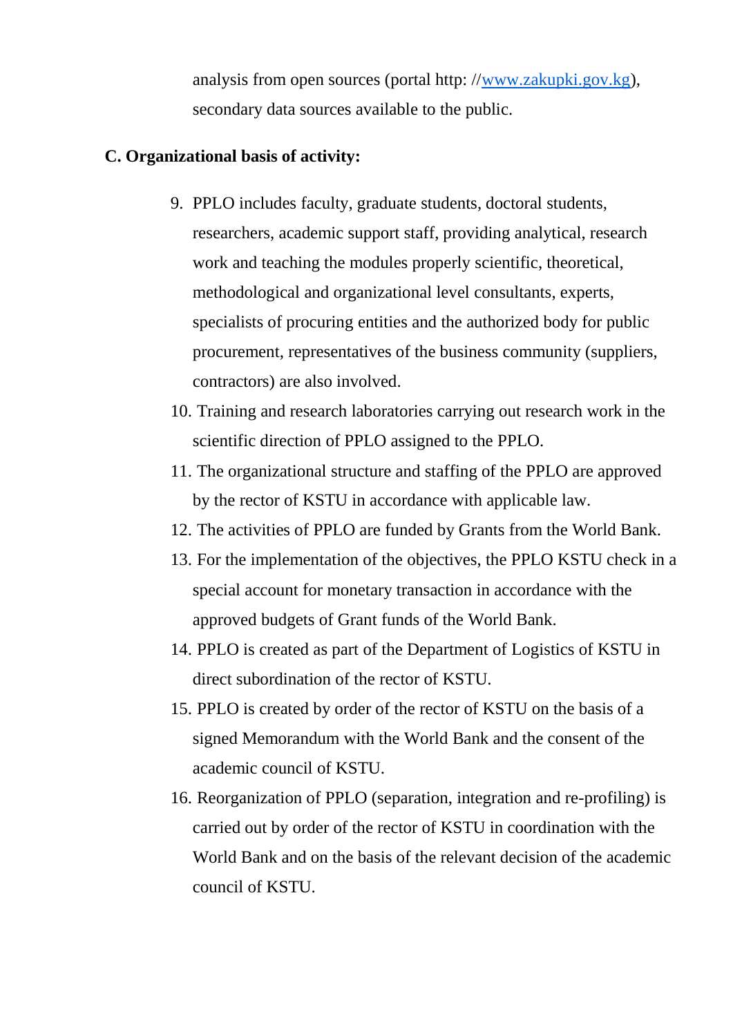analysis from open sources (portal http: //www.zakupki.gov.kg), secondary data sources available to the public.

**C. Organizational basis of activity:**

9. PPLO includes faculty, graduate students, doctoral students, researchers, academic support staff, providing analytical, research work and teaching the modules properly scientific, theoretical, methodological and organizational level consultants, experts, specialists of procuring entities and the authorized body for public procurement, representatives of the business community (suppliers, contractors) are also involved.
10. Training and research laboratories carrying out research work in the scientific direction of PPLO assigned to the PPLO.
11. The organizational structure and staffing of the PPLO are approved by the rector of KSTU in accordance with applicable law.
12. The activities of PPLO are funded by Grants from the World Bank.
13. For the implementation of the objectives, the PPLO KSTU check in a special account for monetary transaction in accordance with the approved budgets of Grant funds of the World Bank.
14. PPLO is created as part of the Department of Logistics of KSTU in direct subordination of the rector of KSTU.
15. PPLO is created by order of the rector of KSTU on the basis of a signed Memorandum with the World Bank and the consent of the academic council of KSTU.
16. Reorganization of PPLO (separation, integration and re-profiling) is carried out by order of the rector of KSTU in coordination with the World Bank and on the basis of the relevant decision of the academic council of KSTU.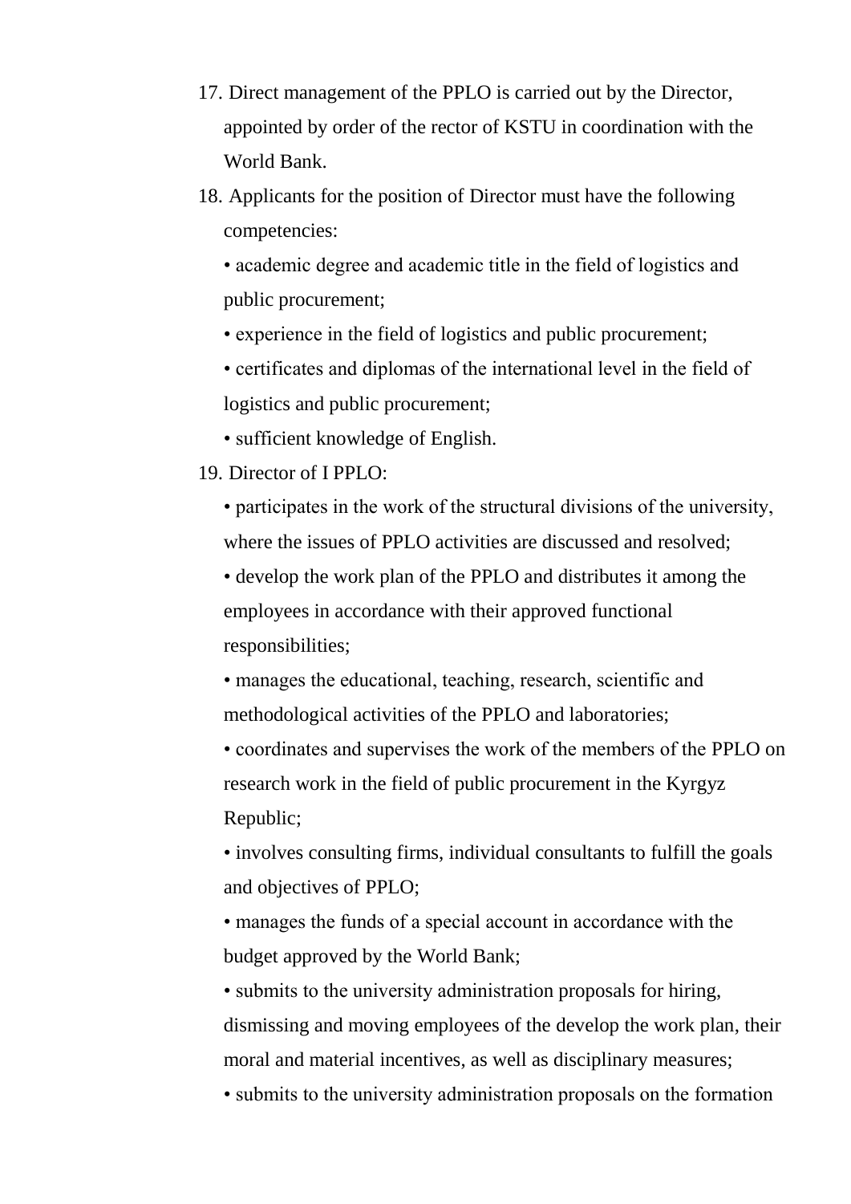17. Direct management of the PPLO is carried out by the Director, appointed by order of the rector of KSTU in coordination with the World Bank.
18. Applicants for the position of Director must have the following competencies:
    - academic degree and academic title in the field of logistics and public procurement;
    - experience in the field of logistics and public procurement;
    - certificates and diplomas of the international level in the field of logistics and public procurement;
    - sufficient knowledge of English.
19. Director of I PPLO:
    - participates in the work of the structural divisions of the university, where the issues of PPLO activities are discussed and resolved;
    - develop the work plan of the PPLO and distributes it among the employees in accordance with their approved functional responsibilities;
    - manages the educational, teaching, research, scientific and methodological activities of the PPLO and laboratories;
    - coordinates and supervises the work of the members of the PPLO on research work in the field of public procurement in the Kyrgyz Republic;
    - involves consulting firms, individual consultants to fulfill the goals and objectives of PPLO;
    - manages the funds of a special account in accordance with the budget approved by the World Bank;
    - submits to the university administration proposals for hiring, dismissing and moving employees of the develop the work plan, their moral and material incentives, as well as disciplinary measures;
    - submits to the university administration proposals on the formation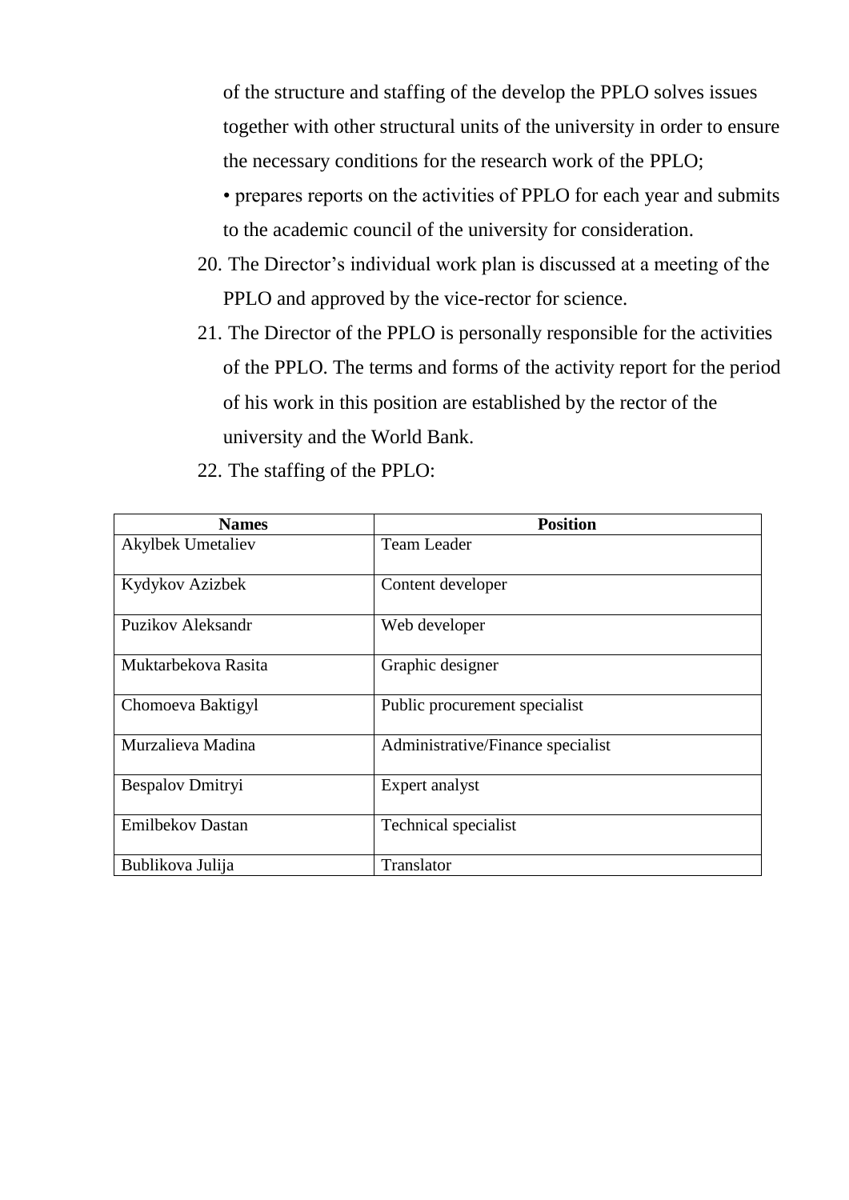of the structure and staffing of the develop the PPLO solves issues together with other structural units of the university in order to ensure the necessary conditions for the research work of the PPLO;

• prepares reports on the activities of PPLO for each year and submits to the academic council of the university for consideration.

20. The Director's individual work plan is discussed at a meeting of the PPLO and approved by the vice-rector for science.
21. The Director of the PPLO is personally responsible for the activities of the PPLO. The terms and forms of the activity report for the period of his work in this position are established by the rector of the university and the World Bank.
22. The staffing of the PPLO:

| Names | Position |
|---|---|
| Akylbek Umetaliev | Team Leader |
| Kydykov Azizbek | Content developer |
| Puzikov Aleksandr | Web developer |
| Muktarbekova Rasita | Graphic designer |
| Chomoeva Baktigyl | Public procurement specialist |
| Murzalieva Madina | Administrative/Finance specialist |
| Bespalov Dmitryi | Expert analyst |
| Emilbekov Dastan | Technical specialist |
| Bublikova Julija | Translator |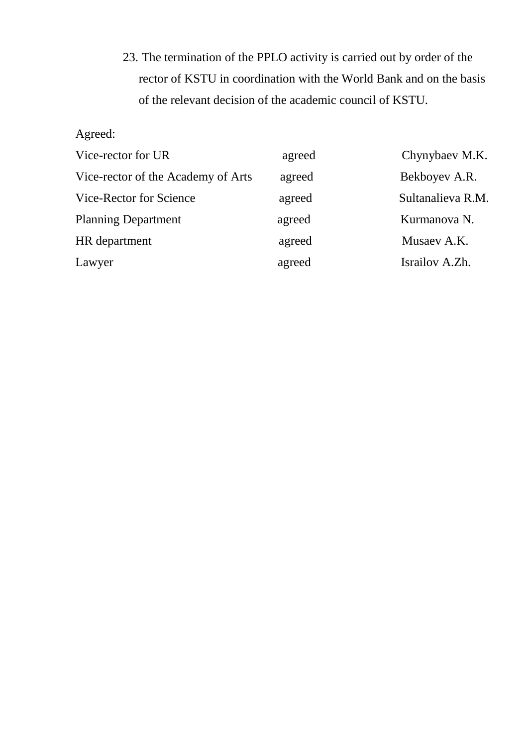23. The termination of the PPLO activity is carried out by order of the rector of KSTU in coordination with the World Bank and on the basis of the relevant decision of the academic council of KSTU.

Agreed:

| | | |
|---|---|---|
| Vice-rector for UR | agreed | Chynybaev M.K. |
| Vice-rector of the Academy of Arts | agreed | Bekboyev A.R. |
| Vice-Rector for Science | agreed | Sultanalieva R.M. |
| Planning Department | agreed | Kurmanova N. |
| HR department | agreed | Musaev A.K. |
| Lawyer | agreed | Israilov A.Zh. |